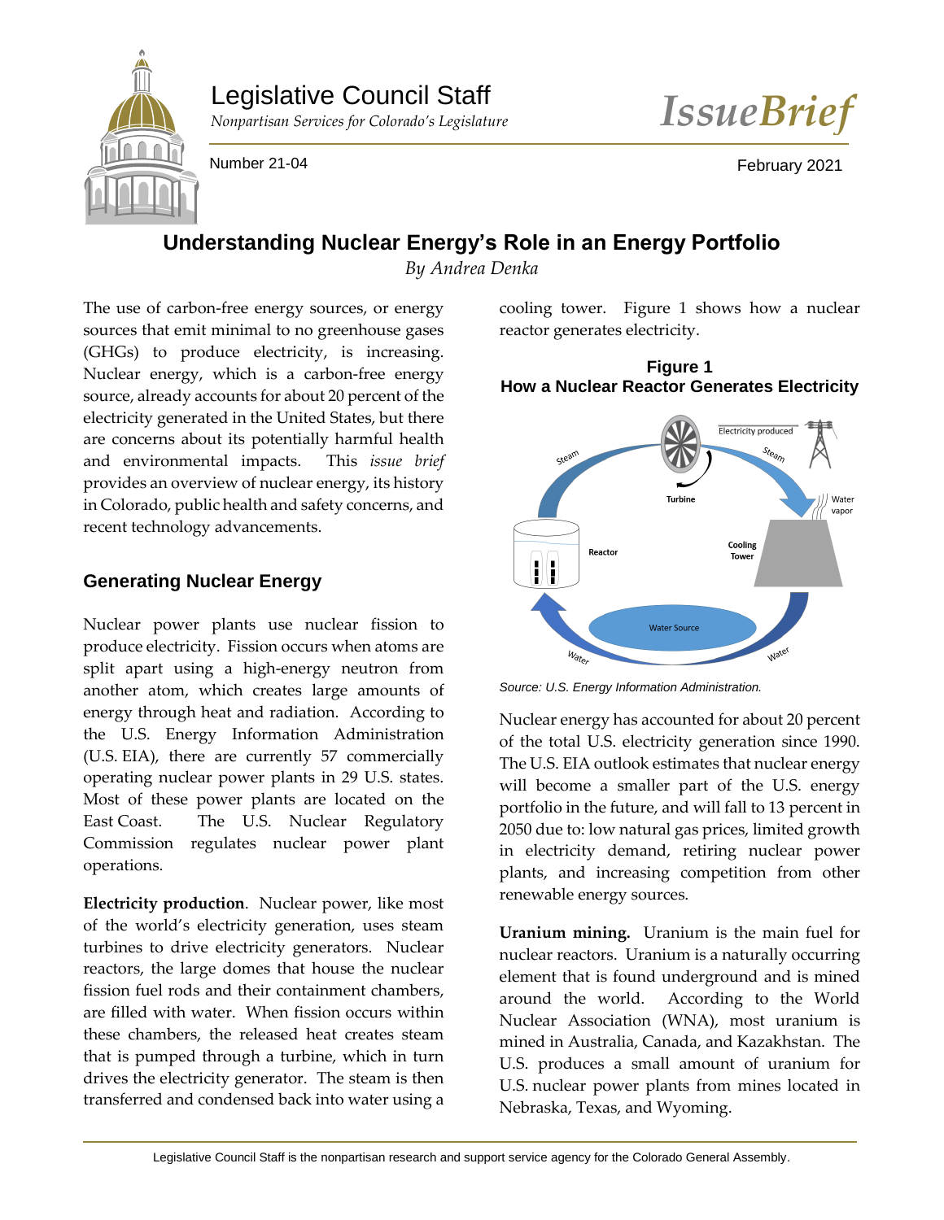Legislative Council Staff

*Nonpartisan Services for Colorado's Legislature*

*IssueBrief*

Number 21-04

February 2021

# Understanding Nuclear Energy's Role in an Energy Portfolio

*By Andrea Denka*

The use of carbon-free energy sources, or energy sources that emit minimal to no greenhouse gases (GHGs) to produce electricity, is increasing. Nuclear energy, which is a carbon-free energy source, already accounts for about 20 percent of the electricity generated in the United States, but there are concerns about its potentially harmful health and environmental impacts. This *issue brief* provides an overview of nuclear energy, its history in Colorado, public health and safety concerns, and recent technology advancements.

## Generating Nuclear Energy

Nuclear power plants use nuclear fission to produce electricity. Fission occurs when atoms are split apart using a high-energy neutron from another atom, which creates large amounts of energy through heat and radiation. According to the U.S. Energy Information Administration (U.S. EIA), there are currently 57 commercially operating nuclear power plants in 29 U.S. states. Most of these power plants are located on the East Coast. The U.S. Nuclear Regulatory Commission regulates nuclear power plant operations.

**Electricity production**. Nuclear power, like most of the world's electricity generation, uses steam turbines to drive electricity generators. Nuclear reactors, the large domes that house the nuclear fission fuel rods and their containment chambers, are filled with water. When fission occurs within these chambers, the released heat creates steam that is pumped through a turbine, which in turn drives the electricity generator. The steam is then transferred and condensed back into water using a cooling tower. Figure 1 shows how a nuclear reactor generates electricity.

**Figure 1**
**How a Nuclear Reactor Generates Electricity**

*Source: U.S. Energy Information Administration.*

Nuclear energy has accounted for about 20 percent of the total U.S. electricity generation since 1990. The U.S. EIA outlook estimates that nuclear energy will become a smaller part of the U.S. energy portfolio in the future, and will fall to 13 percent in 2050 due to: low natural gas prices, limited growth in electricity demand, retiring nuclear power plants, and increasing competition from other renewable energy sources.

**Uranium mining.** Uranium is the main fuel for nuclear reactors. Uranium is a naturally occurring element that is found underground and is mined around the world. According to the World Nuclear Association (WNA), most uranium is mined in Australia, Canada, and Kazakhstan. The U.S. produces a small amount of uranium for U.S. nuclear power plants from mines located in Nebraska, Texas, and Wyoming.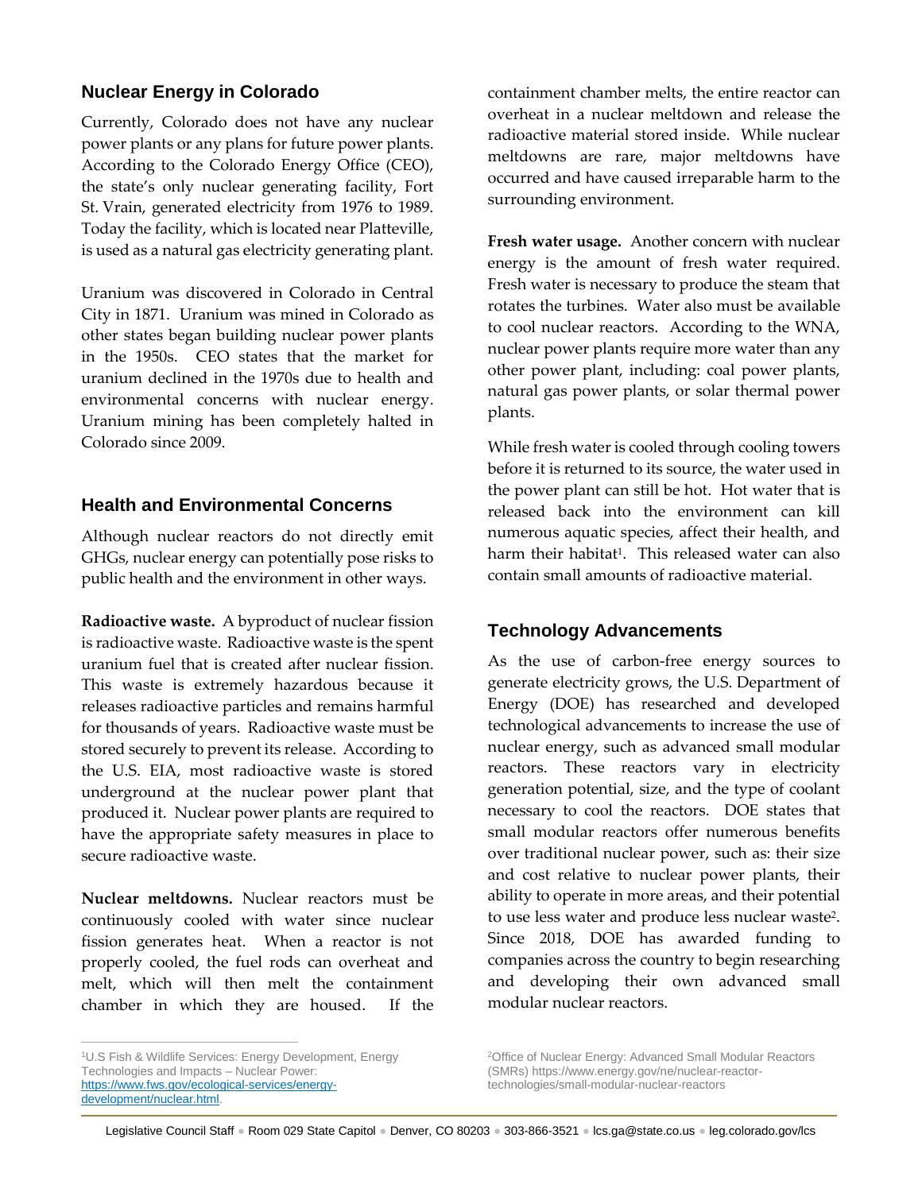## Nuclear Energy in Colorado

Currently, Colorado does not have any nuclear power plants or any plans for future power plants. According to the Colorado Energy Office (CEO), the state's only nuclear generating facility, Fort St. Vrain, generated electricity from 1976 to 1989. Today the facility, which is located near Platteville, is used as a natural gas electricity generating plant.

Uranium was discovered in Colorado in Central City in 1871. Uranium was mined in Colorado as other states began building nuclear power plants in the 1950s. CEO states that the market for uranium declined in the 1970s due to health and environmental concerns with nuclear energy. Uranium mining has been completely halted in Colorado since 2009.

## Health and Environmental Concerns

Although nuclear reactors do not directly emit GHGs, nuclear energy can potentially pose risks to public health and the environment in other ways.

**Radioactive waste.** A byproduct of nuclear fission is radioactive waste. Radioactive waste is the spent uranium fuel that is created after nuclear fission. This waste is extremely hazardous because it releases radioactive particles and remains harmful for thousands of years. Radioactive waste must be stored securely to prevent its release. According to the U.S. EIA, most radioactive waste is stored underground at the nuclear power plant that produced it. Nuclear power plants are required to have the appropriate safety measures in place to secure radioactive waste.

**Nuclear meltdowns.** Nuclear reactors must be continuously cooled with water since nuclear fission generates heat. When a reactor is not properly cooled, the fuel rods can overheat and melt, which will then melt the containment chamber in which they are housed. If the containment chamber melts, the entire reactor can overheat in a nuclear meltdown and release the radioactive material stored inside. While nuclear meltdowns are rare, major meltdowns have occurred and have caused irreparable harm to the surrounding environment.

**Fresh water usage.** Another concern with nuclear energy is the amount of fresh water required. Fresh water is necessary to produce the steam that rotates the turbines. Water also must be available to cool nuclear reactors. According to the WNA, nuclear power plants require more water than any other power plant, including: coal power plants, natural gas power plants, or solar thermal power plants.

While fresh water is cooled through cooling towers before it is returned to its source, the water used in the power plant can still be hot. Hot water that is released back into the environment can kill numerous aquatic species, affect their health, and harm their habitat[1]. This released water can also contain small amounts of radioactive material.

## Technology Advancements

As the use of carbon-free energy sources to generate electricity grows, the U.S. Department of Energy (DOE) has researched and developed technological advancements to increase the use of nuclear energy, such as advanced small modular reactors. These reactors vary in electricity generation potential, size, and the type of coolant necessary to cool the reactors. DOE states that small modular reactors offer numerous benefits over traditional nuclear power, such as: their size and cost relative to nuclear power plants, their ability to operate in more areas, and their potential to use less water and produce less nuclear waste[2]. Since 2018, DOE has awarded funding to companies across the country to begin researching and developing their own advanced small modular nuclear reactors.

[1] U.S Fish & Wildlife Services: Energy Development, Energy Technologies and Impacts – Nuclear Power: https://www.fws.gov/ecological-services/energy-development/nuclear.html.

[2] Office of Nuclear Energy: Advanced Small Modular Reactors (SMRs) https://www.energy.gov/ne/nuclear-reactor-technologies/small-modular-nuclear-reactors